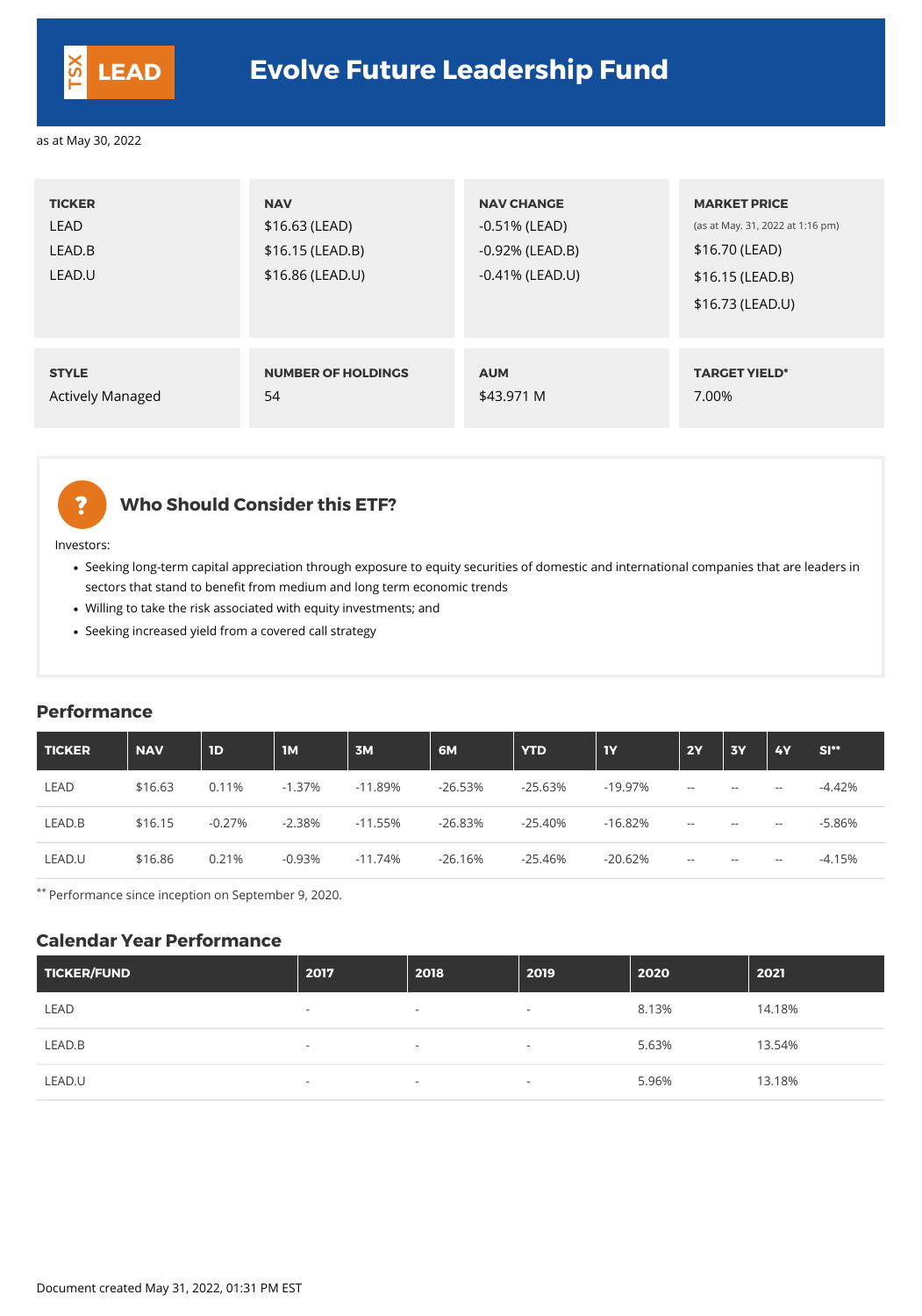TSX **LEAD**

# Evolve Future Leadership Fund

as at May 30, 2022

| TICKER | NAV | NAV CHANGE | MARKET PRICE (as at May. 31, 2022 at 1:16 pm) |
|---|---|---|---|
| LEAD | $16.63 (LEAD) | -0.51% (LEAD) | $16.70 (LEAD) |
| LEAD.B | $16.15 (LEAD.B) | -0.92% (LEAD.B) | $16.15 (LEAD.B) |
| LEAD.U | $16.86 (LEAD.U) | -0.41% (LEAD.U) | $16.73 (LEAD.U) |

| STYLE | NUMBER OF HOLDINGS | AUM | TARGET YIELD* |
|---|---|---|---|
| Actively Managed | 54 | $43.971 M | 7.00% |

## Who Should Consider this ETF?

Investors:

- Seeking long-term capital appreciation through exposure to equity securities of domestic and international companies that are leaders in sectors that stand to benefit from medium and long term economic trends
- Willing to take the risk associated with equity investments; and
- Seeking increased yield from a covered call strategy

## Performance

| TICKER | NAV | 1D | 1M | 3M | 6M | YTD | 1Y | 2Y | 3Y | 4Y | SI** |
|---|---|---|---|---|---|---|---|---|---|---|---|
| LEAD | $16.63 | 0.11% | -1.37% | -11.89% | -26.53% | -25.63% | -19.97% | -- | -- | -- | -4.42% |
| LEAD.B | $16.15 | -0.27% | -2.38% | -11.55% | -26.83% | -25.40% | -16.82% | -- | -- | -- | -5.86% |
| LEAD.U | $16.86 | 0.21% | -0.93% | -11.74% | -26.16% | -25.46% | -20.62% | -- | -- | -- | -4.15% |

** Performance since inception on September 9, 2020.

## Calendar Year Performance

| TICKER/FUND | 2017 | 2018 | 2019 | 2020 | 2021 |
|---|---|---|---|---|---|
| LEAD | - | - | - | 8.13% | 14.18% |
| LEAD.B | - | - | - | 5.63% | 13.54% |
| LEAD.U | - | - | - | 5.96% | 13.18% |

Document created May 31, 2022, 01:31 PM EST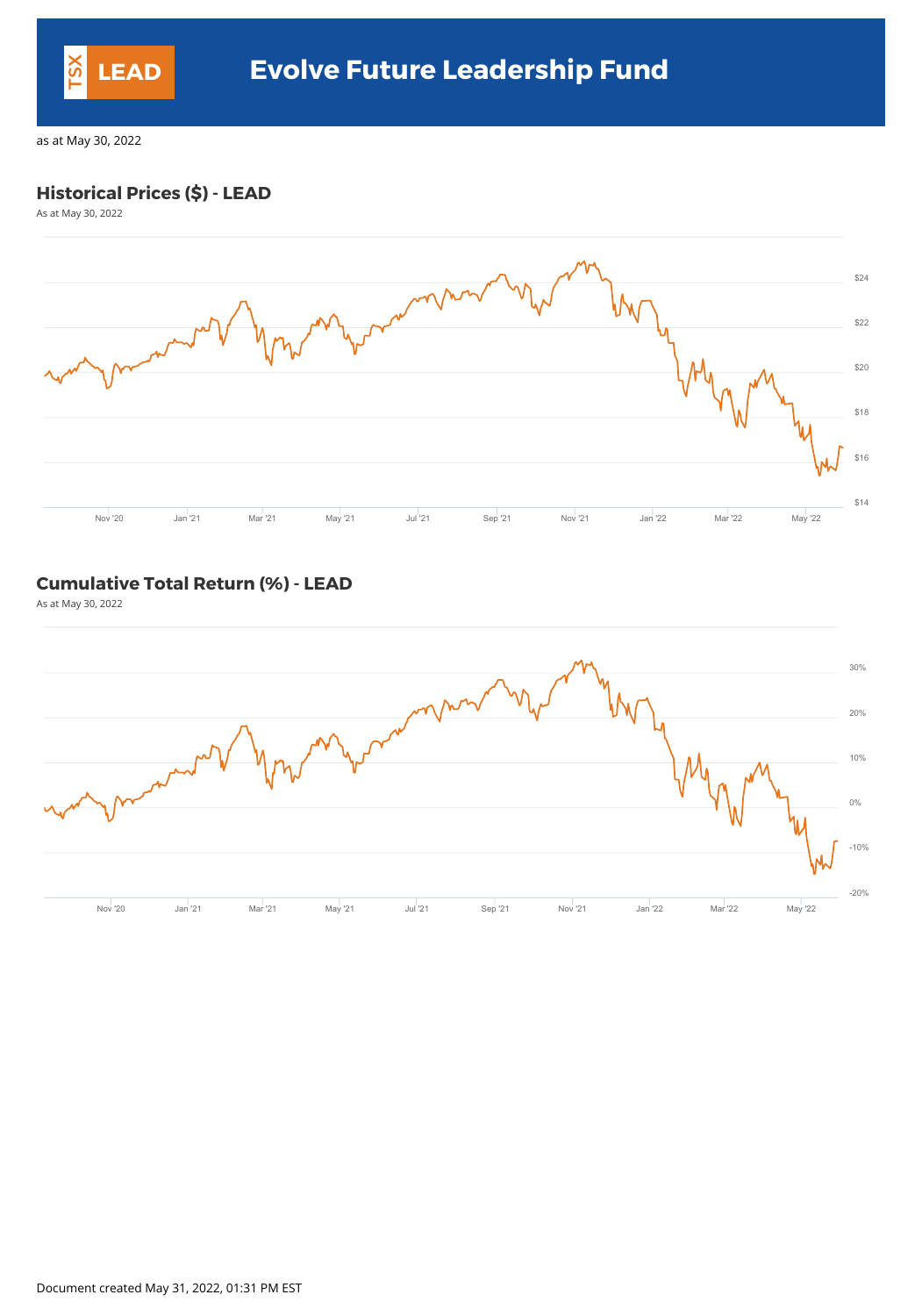# Evolve Future Leadership Fund

TSX LEAD

as at May 30, 2022

## Historical Prices ($) - LEAD

As at May 30, 2022

## Cumulative Total Return (%) - LEAD

As at May 30, 2022

Document created May 31, 2022, 01:31 PM EST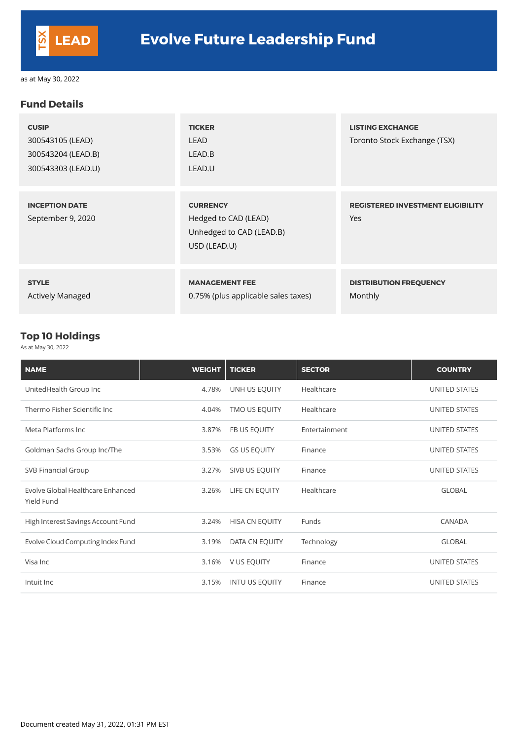# Evolve Future Leadership Fund

TSX LEAD

as at May 30, 2022

## Fund Details

| CUSIP | TICKER | LISTING EXCHANGE |
|---|---|---|
| 300543105 (LEAD)<br>300543204 (LEAD.B)<br>300543303 (LEAD.U) | LEAD<br>LEAD.B<br>LEAD.U | Toronto Stock Exchange (TSX) |
| **INCEPTION DATE** | **CURRENCY** | **REGISTERED INVESTMENT ELIGIBILITY** |
| September 9, 2020 | Hedged to CAD (LEAD)<br>Unhedged to CAD (LEAD.B)<br>USD (LEAD.U) | Yes |
| **STYLE** | **MANAGEMENT FEE** | **DISTRIBUTION FREQUENCY** |
| Actively Managed | 0.75% (plus applicable sales taxes) | Monthly |

## Top 10 Holdings

As at May 30, 2022

| NAME | WEIGHT | TICKER | SECTOR | COUNTRY |
|---|---|---|---|---|
| UnitedHealth Group Inc | 4.78% | UNH US EQUITY | Healthcare | UNITED STATES |
| Thermo Fisher Scientific Inc | 4.04% | TMO US EQUITY | Healthcare | UNITED STATES |
| Meta Platforms Inc | 3.87% | FB US EQUITY | Entertainment | UNITED STATES |
| Goldman Sachs Group Inc/The | 3.53% | GS US EQUITY | Finance | UNITED STATES |
| SVB Financial Group | 3.27% | SIVB US EQUITY | Finance | UNITED STATES |
| Evolve Global Healthcare Enhanced Yield Fund | 3.26% | LIFE CN EQUITY | Healthcare | GLOBAL |
| High Interest Savings Account Fund | 3.24% | HISA CN EQUITY | Funds | CANADA |
| Evolve Cloud Computing Index Fund | 3.19% | DATA CN EQUITY | Technology | GLOBAL |
| Visa Inc | 3.16% | V US EQUITY | Finance | UNITED STATES |
| Intuit Inc | 3.15% | INTU US EQUITY | Finance | UNITED STATES |

Document created May 31, 2022, 01:31 PM EST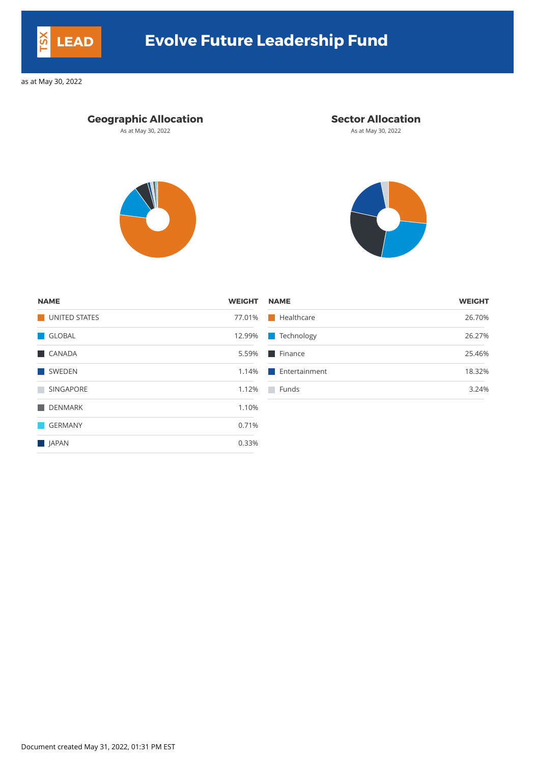# TSX LEAD Evolve Future Leadership Fund

as at May 30, 2022

## Geographic Allocation

As at May 30, 2022

| NAME | WEIGHT |
|---|---|
| UNITED STATES | 77.01% |
| GLOBAL | 12.99% |
| CANADA | 5.59% |
| SWEDEN | 1.14% |
| SINGAPORE | 1.12% |
| DENMARK | 1.10% |
| GERMANY | 0.71% |
| JAPAN | 0.33% |

## Sector Allocation

As at May 30, 2022

| NAME | WEIGHT |
|---|---|
| Healthcare | 26.70% |
| Technology | 26.27% |
| Finance | 25.46% |
| Entertainment | 18.32% |
| Funds | 3.24% |

Document created May 31, 2022, 01:31 PM EST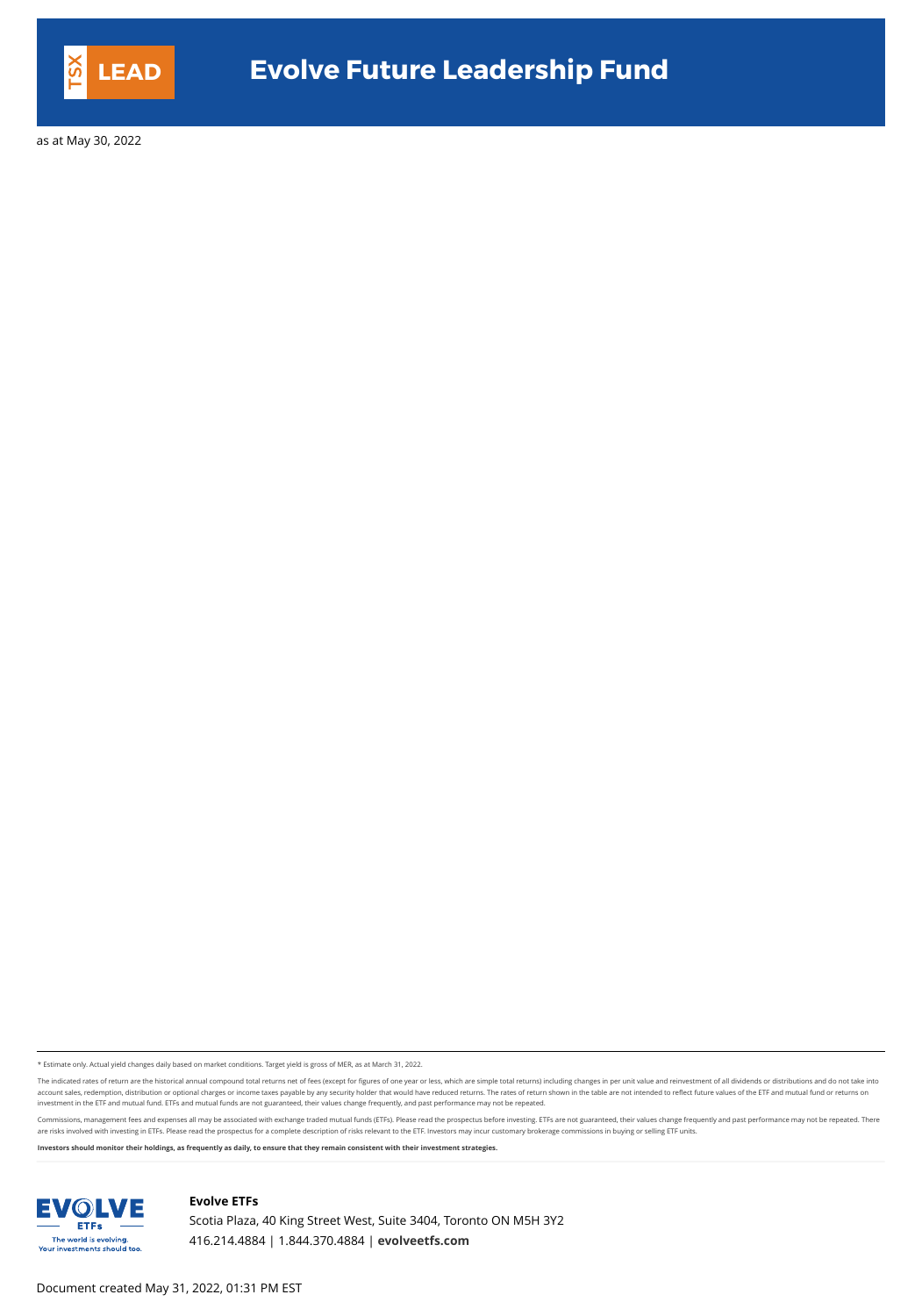# Evolve Future Leadership Fund

TSX LEAD

as at May 30, 2022

* Estimate only. Actual yield changes daily based on market conditions. Target yield is gross of MER, as at March 31, 2022.

The indicated rates of return are the historical annual compound total returns net of fees (except for figures of one year or less, which are simple total returns) including changes in per unit value and reinvestment of all dividends or distributions and do not take into account sales, redemption, distribution or optional charges or income taxes payable by any security holder that would have reduced returns. The rates of return shown in the table are not intended to reflect future values of the ETF and mutual fund or returns on investment in the ETF and mutual fund. ETFs and mutual funds are not guaranteed, their values change frequently, and past performance may not be repeated.

Commissions, management fees and expenses all may be associated with exchange traded mutual funds (ETFs). Please read the prospectus before investing. ETFs are not guaranteed, their values change frequently and past performance may not be repeated. There are risks involved with investing in ETFs. Please read the prospectus for a complete description of risks relevant to the ETF. Investors may incur customary brokerage commissions in buying or selling ETF units.

**Investors should monitor their holdings, as frequently as daily, to ensure that they remain consistent with their investment strategies.**

EVOLVE ETFs
The world is evolving. Your investments should too.

**Evolve ETFs**
Scotia Plaza, 40 King Street West, Suite 3404, Toronto ON M5H 3Y2
416.214.4884 | 1.844.370.4884 | **evolveetfs.com**

Document created May 31, 2022, 01:31 PM EST